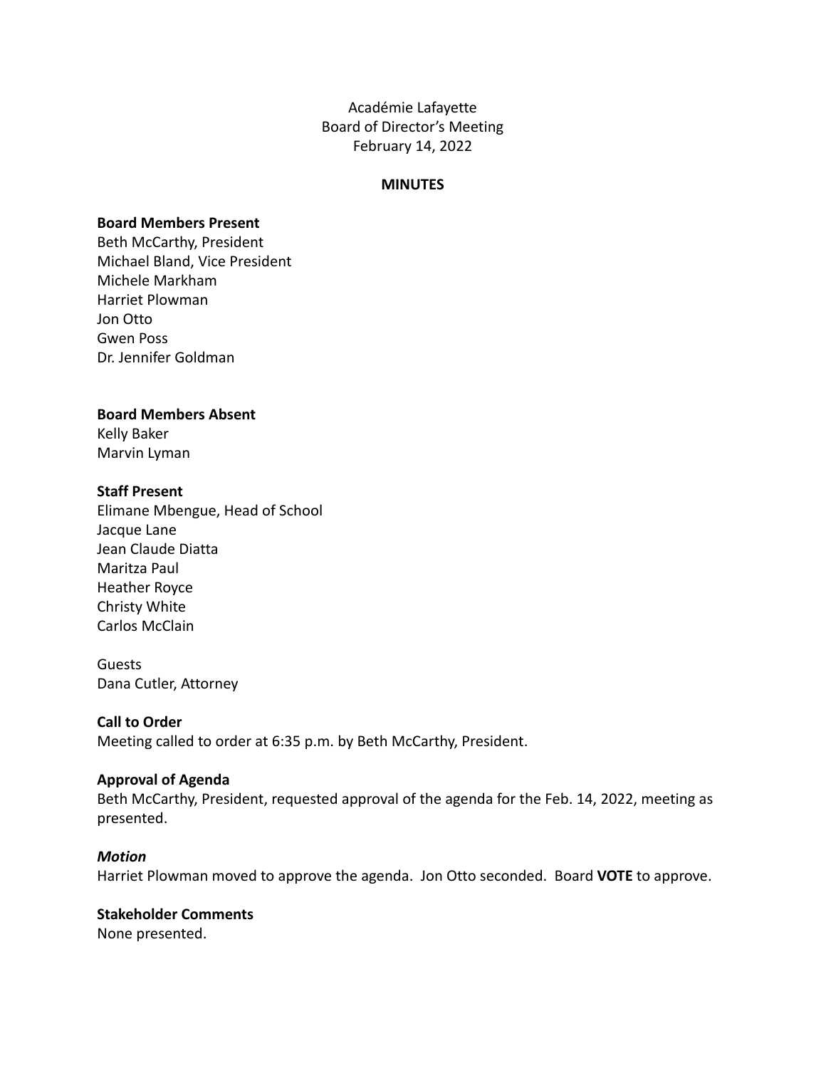Académie Lafayette
Board of Director's Meeting
February 14, 2022

**MINUTES**

**Board Members Present**
Beth McCarthy, President
Michael Bland, Vice President
Michele Markham
Harriet Plowman
Jon Otto
Gwen Poss
Dr. Jennifer Goldman

**Board Members Absent**
Kelly Baker
Marvin Lyman

**Staff Present**
Elimane Mbengue, Head of School
Jacque Lane
Jean Claude Diatta
Maritza Paul
Heather Royce
Christy White
Carlos McClain

Guests
Dana Cutler, Attorney

**Call to Order**
Meeting called to order at 6:35 p.m. by Beth McCarthy, President.

**Approval of Agenda**
Beth McCarthy, President, requested approval of the agenda for the Feb. 14, 2022, meeting as presented.

***Motion***
Harriet Plowman moved to approve the agenda. Jon Otto seconded. Board **VOTE** to approve.

**Stakeholder Comments**
None presented.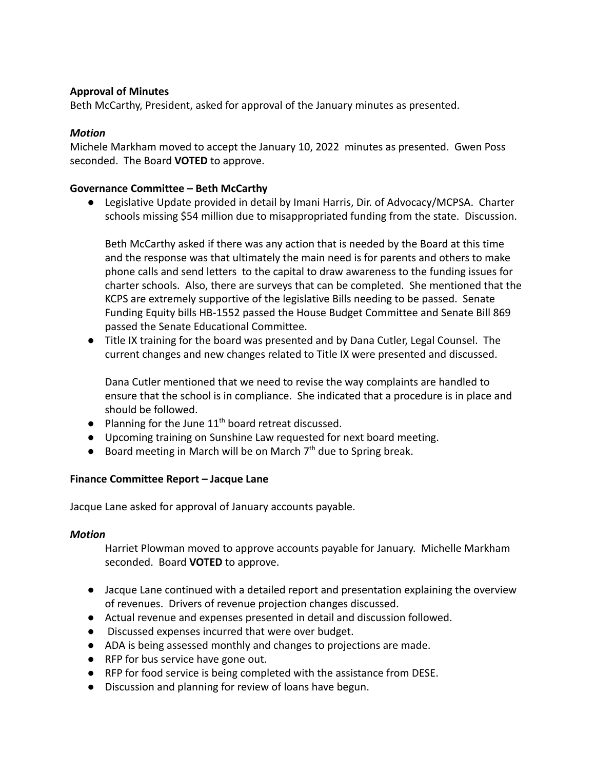**Approval of Minutes**
Beth McCarthy, President, asked for approval of the January minutes as presented.

***Motion***
Michele Markham moved to accept the January 10, 2022 minutes as presented. Gwen Poss seconded. The Board **VOTED** to approve.

**Governance Committee – Beth McCarthy**

- Legislative Update provided in detail by Imani Harris, Dir. of Advocacy/MCPSA. Charter schools missing $54 million due to misappropriated funding from the state. Discussion.

  Beth McCarthy asked if there was any action that is needed by the Board at this time and the response was that ultimately the main need is for parents and others to make phone calls and send letters to the capital to draw awareness to the funding issues for charter schools. Also, there are surveys that can be completed. She mentioned that the KCPS are extremely supportive of the legislative Bills needing to be passed. Senate Funding Equity bills HB-1552 passed the House Budget Committee and Senate Bill 869 passed the Senate Educational Committee.
- Title IX training for the board was presented and by Dana Cutler, Legal Counsel. The current changes and new changes related to Title IX were presented and discussed.

  Dana Cutler mentioned that we need to revise the way complaints are handled to ensure that the school is in compliance. She indicated that a procedure is in place and should be followed.
- Planning for the June 11th board retreat discussed.
- Upcoming training on Sunshine Law requested for next board meeting.
- Board meeting in March will be on March 7th due to Spring break.

**Finance Committee Report – Jacque Lane**

Jacque Lane asked for approval of January accounts payable.

***Motion***

Harriet Plowman moved to approve accounts payable for January. Michelle Markham seconded. Board **VOTED** to approve.

- Jacque Lane continued with a detailed report and presentation explaining the overview of revenues. Drivers of revenue projection changes discussed.
- Actual revenue and expenses presented in detail and discussion followed.
- Discussed expenses incurred that were over budget.
- ADA is being assessed monthly and changes to projections are made.
- RFP for bus service have gone out.
- RFP for food service is being completed with the assistance from DESE.
- Discussion and planning for review of loans have begun.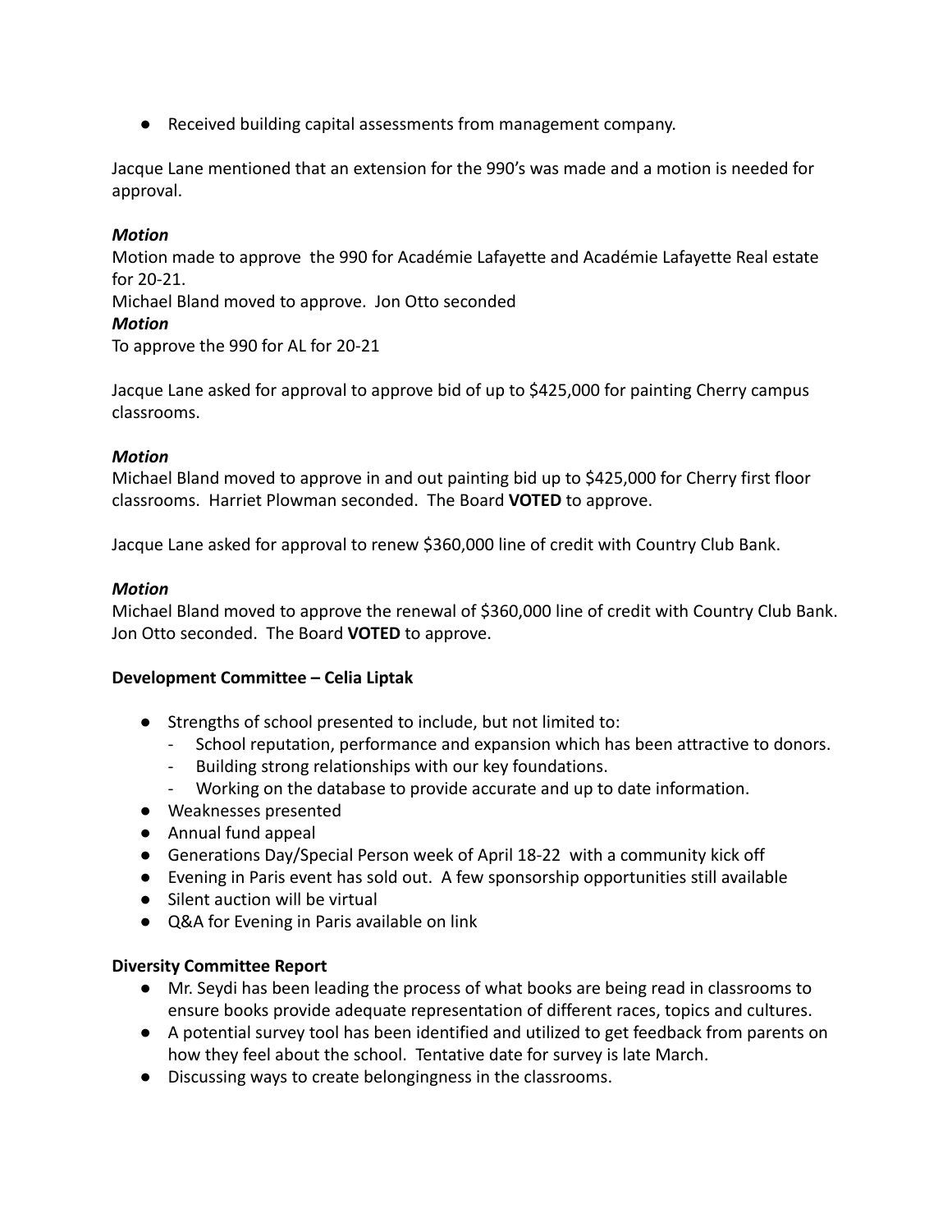- Received building capital assessments from management company.

Jacque Lane mentioned that an extension for the 990's was made and a motion is needed for approval.

***Motion***
Motion made to approve the 990 for Académie Lafayette and Académie Lafayette Real estate for 20-21.
Michael Bland moved to approve. Jon Otto seconded
***Motion***
To approve the 990 for AL for 20-21

Jacque Lane asked for approval to approve bid of up to $425,000 for painting Cherry campus classrooms.

***Motion***
Michael Bland moved to approve in and out painting bid up to $425,000 for Cherry first floor classrooms. Harriet Plowman seconded. The Board **VOTED** to approve.

Jacque Lane asked for approval to renew $360,000 line of credit with Country Club Bank.

***Motion***
Michael Bland moved to approve the renewal of $360,000 line of credit with Country Club Bank. Jon Otto seconded. The Board **VOTED** to approve.

**Development Committee – Celia Liptak**

- Strengths of school presented to include, but not limited to:
  - School reputation, performance and expansion which has been attractive to donors.
  - Building strong relationships with our key foundations.
  - Working on the database to provide accurate and up to date information.
- Weaknesses presented
- Annual fund appeal
- Generations Day/Special Person week of April 18-22 with a community kick off
- Evening in Paris event has sold out. A few sponsorship opportunities still available
- Silent auction will be virtual
- Q&A for Evening in Paris available on link

**Diversity Committee Report**

- Mr. Seydi has been leading the process of what books are being read in classrooms to ensure books provide adequate representation of different races, topics and cultures.
- A potential survey tool has been identified and utilized to get feedback from parents on how they feel about the school. Tentative date for survey is late March.
- Discussing ways to create belongingness in the classrooms.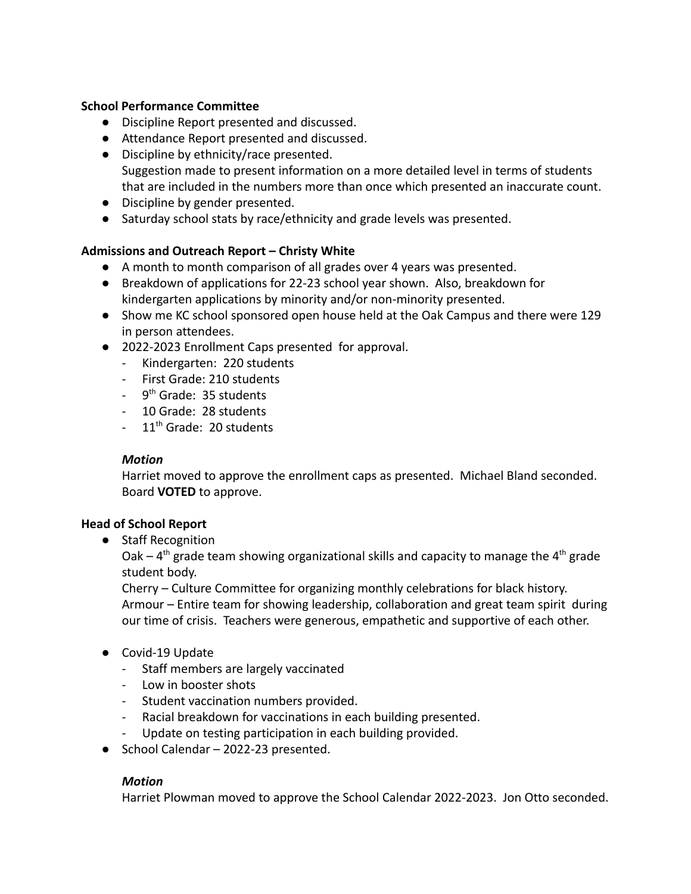**School Performance Committee**

- Discipline Report presented and discussed.
- Attendance Report presented and discussed.
- Discipline by ethnicity/race presented.
  Suggestion made to present information on a more detailed level in terms of students that are included in the numbers more than once which presented an inaccurate count.
- Discipline by gender presented.
- Saturday school stats by race/ethnicity and grade levels was presented.

**Admissions and Outreach Report – Christy White**

- A month to month comparison of all grades over 4 years was presented.
- Breakdown of applications for 22-23 school year shown. Also, breakdown for kindergarten applications by minority and/or non-minority presented.
- Show me KC school sponsored open house held at the Oak Campus and there were 129 in person attendees.
- 2022-2023 Enrollment Caps presented for approval.
  - Kindergarten: 220 students
  - First Grade: 210 students
  - 9th Grade: 35 students
  - 10 Grade: 28 students
  - 11th Grade: 20 students

  ***Motion***

  Harriet moved to approve the enrollment caps as presented. Michael Bland seconded. Board **VOTED** to approve.

**Head of School Report**

- Staff Recognition

  Oak – 4th grade team showing organizational skills and capacity to manage the 4th grade student body.

  Cherry – Culture Committee for organizing monthly celebrations for black history.

  Armour – Entire team for showing leadership, collaboration and great team spirit during our time of crisis. Teachers were generous, empathetic and supportive of each other.

- Covid-19 Update
  - Staff members are largely vaccinated
  - Low in booster shots
  - Student vaccination numbers provided.
  - Racial breakdown for vaccinations in each building presented.
  - Update on testing participation in each building provided.
- School Calendar – 2022-23 presented.

  ***Motion***

  Harriet Plowman moved to approve the School Calendar 2022-2023. Jon Otto seconded.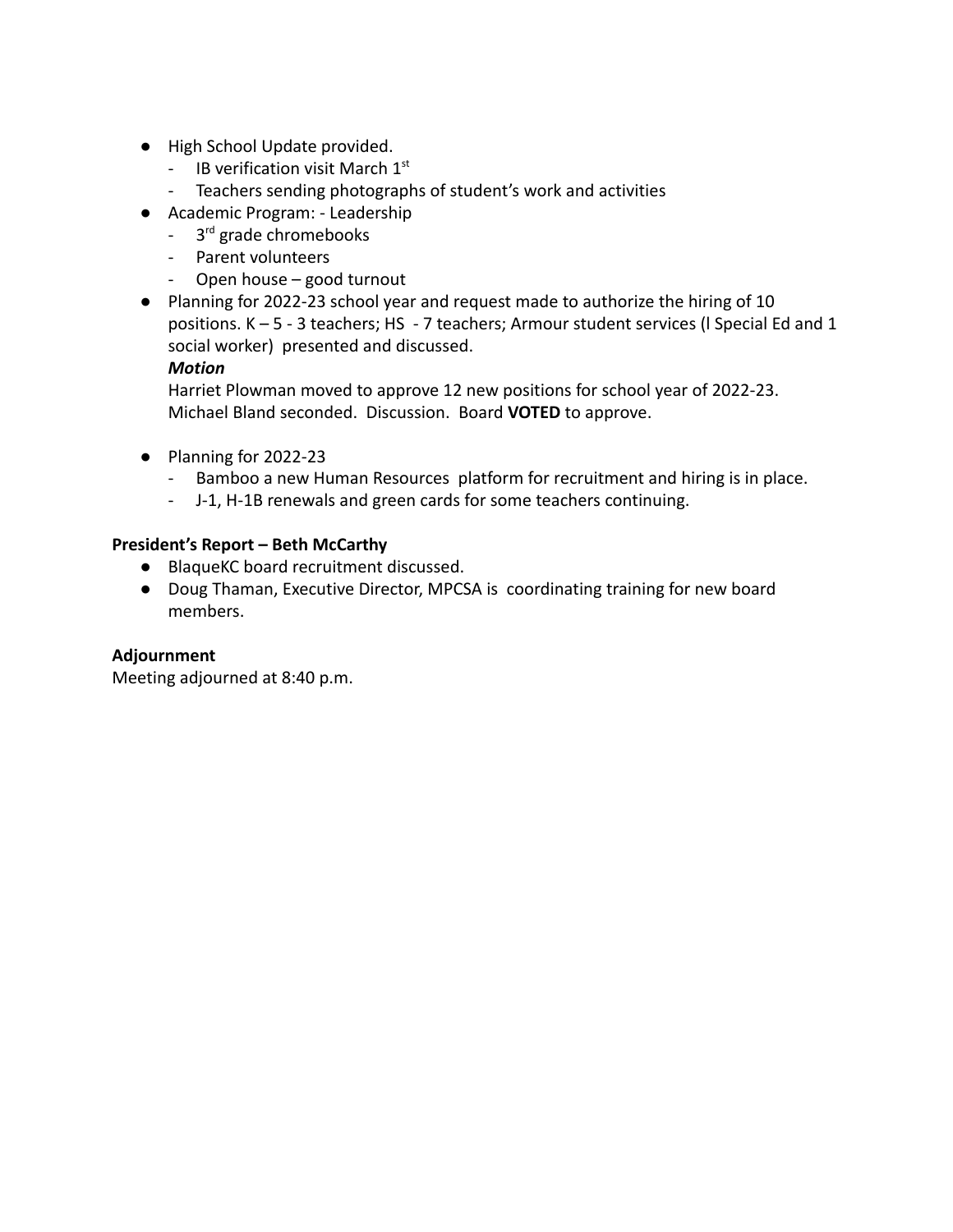- High School Update provided.
  - IB verification visit March 1st
  - Teachers sending photographs of student's work and activities
- Academic Program: - Leadership
  - 3rd grade chromebooks
  - Parent volunteers
  - Open house – good turnout
- Planning for 2022-23 school year and request made to authorize the hiring of 10 positions. K – 5 - 3 teachers; HS - 7 teachers; Armour student services (l Special Ed and 1 social worker) presented and discussed.

  ***Motion***

  Harriet Plowman moved to approve 12 new positions for school year of 2022-23. Michael Bland seconded. Discussion. Board **VOTED** to approve.

- Planning for 2022-23
  - Bamboo a new Human Resources platform for recruitment and hiring is in place.
  - J-1, H-1B renewals and green cards for some teachers continuing.

**President's Report – Beth McCarthy**

- BlaqueKC board recruitment discussed.
- Doug Thaman, Executive Director, MPCSA is coordinating training for new board members.

**Adjournment**

Meeting adjourned at 8:40 p.m.